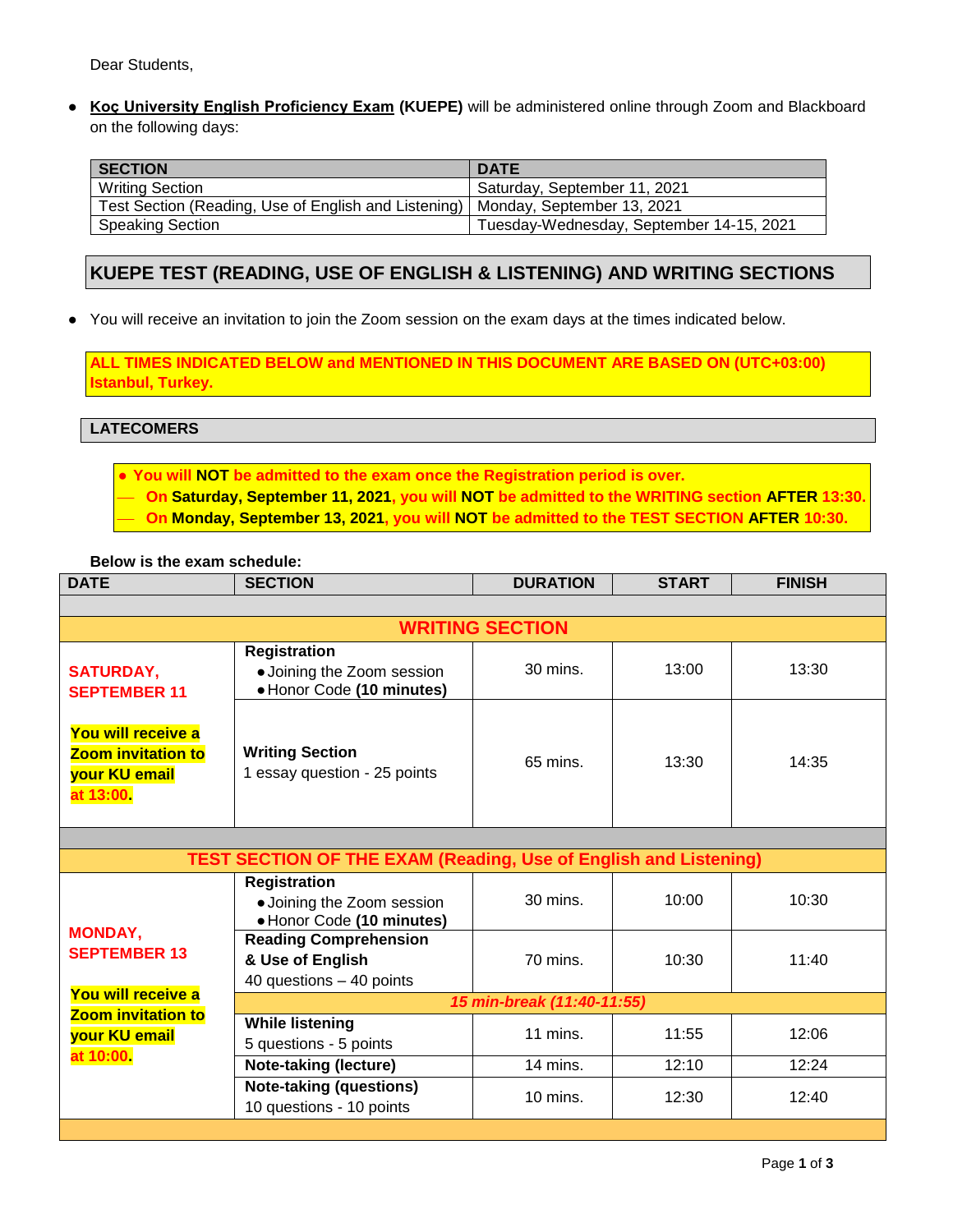Dear Students,

- **Koç University English Proficiency Exam (KUEPE)** will be administered online through Zoom and Blackboard on the following days:

| SECTION | DATE |
|---|---|
| Writing Section | Saturday, September 11, 2021 |
| Test Section (Reading, Use of English and Listening) | Monday, September 13, 2021 |
| Speaking Section | Tuesday-Wednesday, September 14-15, 2021 |

## KUEPE TEST (READING, USE OF ENGLISH & LISTENING) AND WRITING SECTIONS

- You will receive an invitation to join the Zoom session on the exam days at the times indicated below.

**ALL TIMES INDICATED BELOW and MENTIONED IN THIS DOCUMENT ARE BASED ON (UTC+03:00) Istanbul, Turkey.**

### LATECOMERS

- **You will NOT be admitted to the exam once the Registration period is over.**
  - **On Saturday, September 11, 2021, you will NOT be admitted to the WRITING section AFTER 13:30.**
  - **On Monday, September 13, 2021, you will NOT be admitted to the TEST SECTION AFTER 10:30.**

**Below is the exam schedule:**

| DATE | SECTION | DURATION | START | FINISH |
|---|---|---|---|---|
| | | | | |
| **WRITING SECTION** | | | | |
| **SATURDAY, SEPTEMBER 11** <br> **You will receive a Zoom invitation to your KU email at 13:00.** | **Registration** <br> • Joining the Zoom session <br> • Honor Code **(10 minutes)** | 30 mins. | 13:00 | 13:30 |
| | **Writing Section** <br> 1 essay question - 25 points | 65 mins. | 13:30 | 14:35 |
| | | | | |
| **TEST SECTION OF THE EXAM (Reading, Use of English and Listening)** | | | | |
| **MONDAY, SEPTEMBER 13** <br> **You will receive a Zoom invitation to your KU email at 10:00.** | **Registration** <br> • Joining the Zoom session <br> • Honor Code **(10 minutes)** | 30 mins. | 10:00 | 10:30 |
| | **Reading Comprehension & Use of English** <br> 40 questions – 40 points | 70 mins. | 10:30 | 11:40 |
| | *15 min-break (11:40-11:55)* | | | |
| | **While listening** <br> 5 questions - 5 points | 11 mins. | 11:55 | 12:06 |
| | **Note-taking (lecture)** | 14 mins. | 12:10 | 12:24 |
| | **Note-taking (questions)** <br> 10 questions - 10 points | 10 mins. | 12:30 | 12:40 |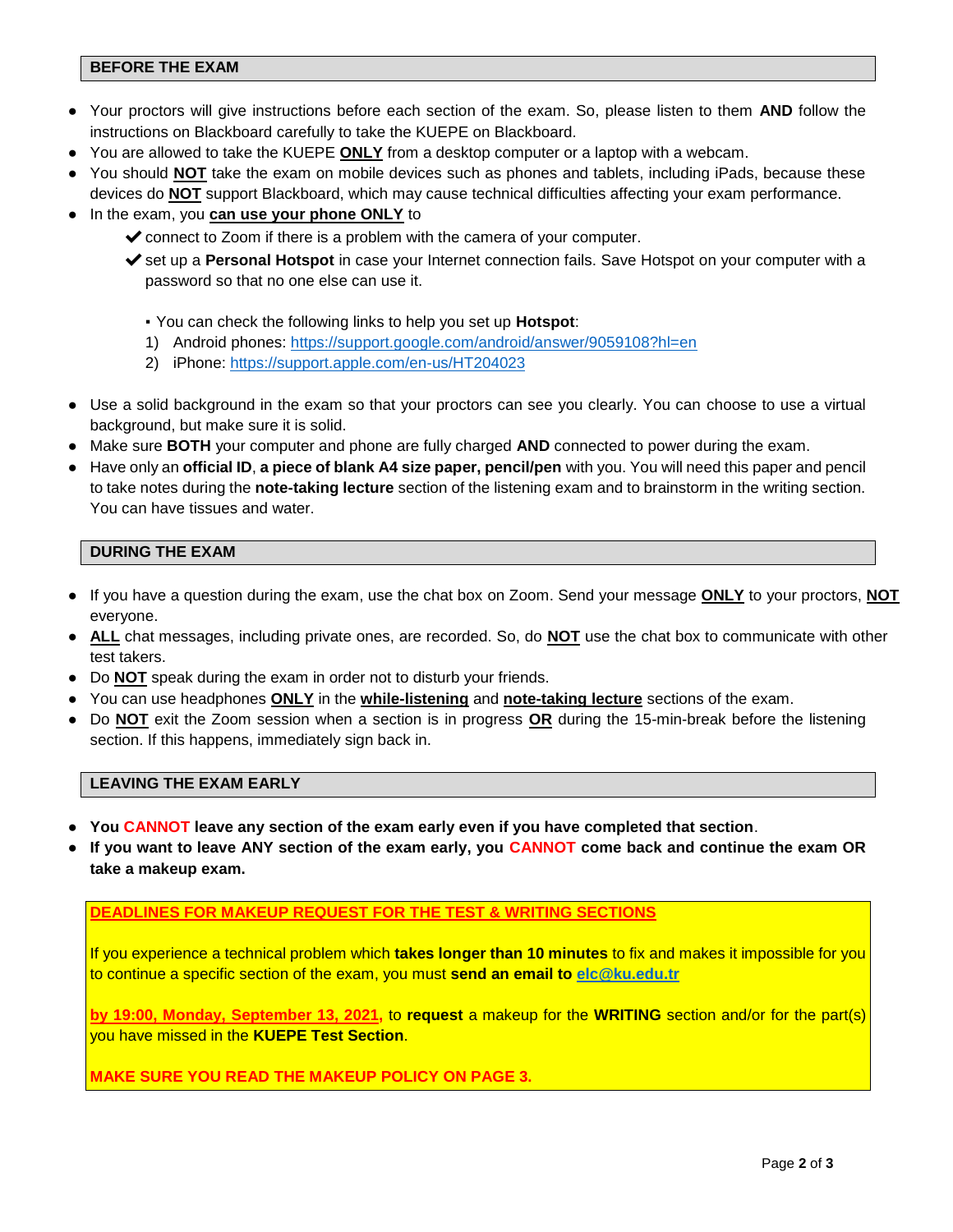## BEFORE THE EXAM

- Your proctors will give instructions before each section of the exam. So, please listen to them **AND** follow the instructions on Blackboard carefully to take the KUEPE on Blackboard.
- You are allowed to take the KUEPE **ONLY** from a desktop computer or a laptop with a webcam.
- You should **NOT** take the exam on mobile devices such as phones and tablets, including iPads, because these devices do **NOT** support Blackboard, which may cause technical difficulties affecting your exam performance.
- In the exam, you **can use your phone ONLY** to
  - ✔ connect to Zoom if there is a problem with the camera of your computer.
  - ✔ set up a **Personal Hotspot** in case your Internet connection fails. Save Hotspot on your computer with a password so that no one else can use it.

    - You can check the following links to help you set up **Hotspot**:
    1) Android phones: https://support.google.com/android/answer/9059108?hl=en
    2) iPhone: https://support.apple.com/en-us/HT204023

- Use a solid background in the exam so that your proctors can see you clearly. You can choose to use a virtual background, but make sure it is solid.
- Make sure **BOTH** your computer and phone are fully charged **AND** connected to power during the exam.
- Have only an **official ID**, **a piece of blank A4 size paper, pencil/pen** with you. You will need this paper and pencil to take notes during the **note-taking lecture** section of the listening exam and to brainstorm in the writing section. You can have tissues and water.

## DURING THE EXAM

- If you have a question during the exam, use the chat box on Zoom. Send your message **ONLY** to your proctors, **NOT** everyone.
- **ALL** chat messages, including private ones, are recorded. So, do **NOT** use the chat box to communicate with other test takers.
- Do **NOT** speak during the exam in order not to disturb your friends.
- You can use headphones **ONLY** in the **while-listening** and **note-taking lecture** sections of the exam.
- Do **NOT** exit the Zoom session when a section is in progress **OR** during the 15-min-break before the listening section. If this happens, immediately sign back in.

## LEAVING THE EXAM EARLY

- **You CANNOT leave any section of the exam early even if you have completed that section**.
- **If you want to leave ANY section of the exam early, you CANNOT come back and continue the exam OR take a makeup exam.**

**DEADLINES FOR MAKEUP REQUEST FOR THE TEST & WRITING SECTIONS**

If you experience a technical problem which **takes longer than 10 minutes** to fix and makes it impossible for you to continue a specific section of the exam, you must **send an email to elc@ku.edu.tr**

**by 19:00, Monday, September 13, 2021,** to **request** a makeup for the **WRITING** section and/or for the part(s) you have missed in the **KUEPE Test Section**.

**MAKE SURE YOU READ THE MAKEUP POLICY ON PAGE 3.**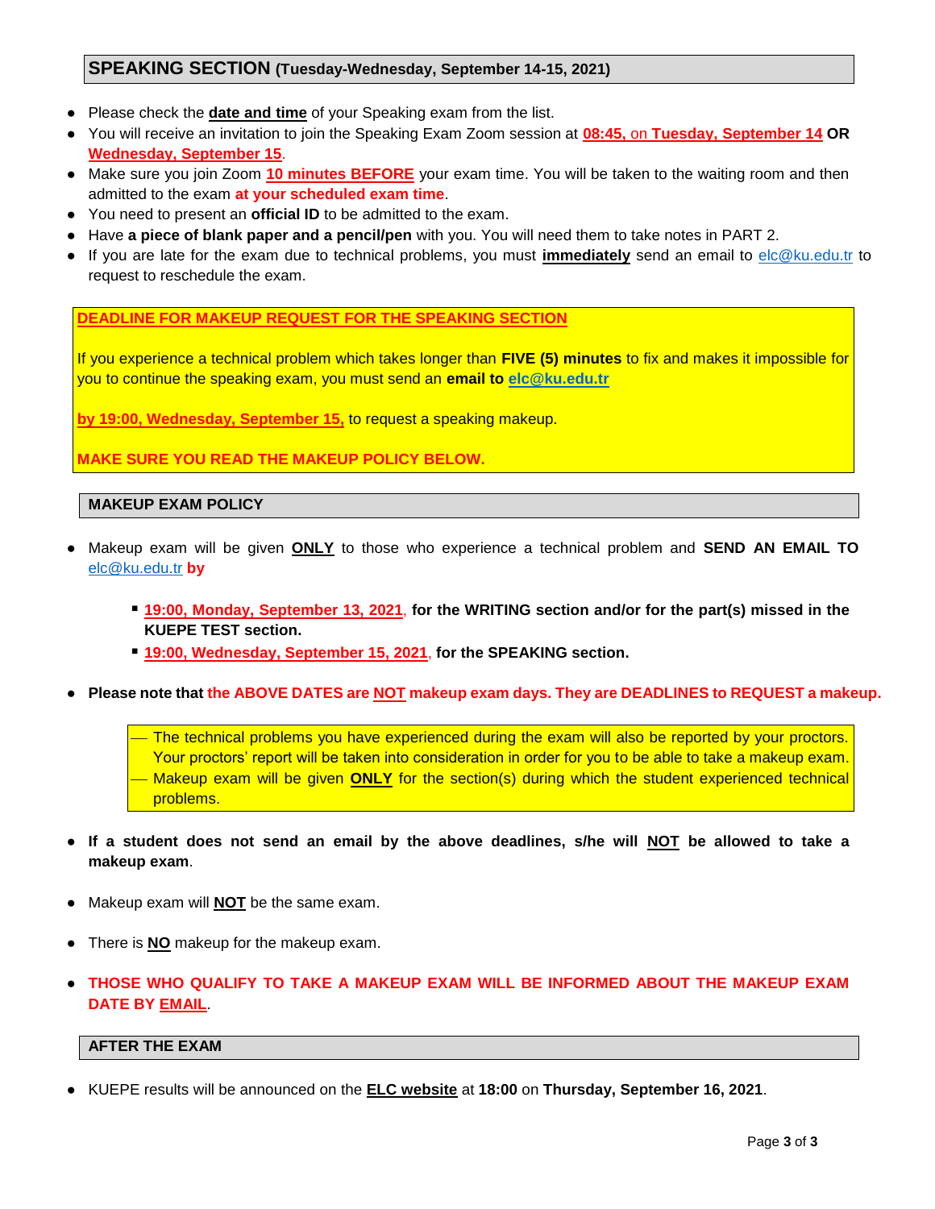## SPEAKING SECTION (Tuesday-Wednesday, September 14-15, 2021)

- Please check the **date and time** of your Speaking exam from the list.
- You will receive an invitation to join the Speaking Exam Zoom session at **08:45, on Tuesday, September 14 OR Wednesday, September 15**.
- Make sure you join Zoom **10 minutes BEFORE** your exam time. You will be taken to the waiting room and then admitted to the exam **at your scheduled exam time**.
- You need to present an **official ID** to be admitted to the exam.
- Have **a piece of blank paper and a pencil/pen** with you. You will need them to take notes in PART 2.
- If you are late for the exam due to technical problems, you must **immediately** send an email to elc@ku.edu.tr to request to reschedule the exam.

**DEADLINE FOR MAKEUP REQUEST FOR THE SPEAKING SECTION**

If you experience a technical problem which takes longer than **FIVE (5) minutes** to fix and makes it impossible for you to continue the speaking exam, you must send an **email to elc@ku.edu.tr**

**by 19:00, Wednesday, September 15,** to request a speaking makeup.

**MAKE SURE YOU READ THE MAKEUP POLICY BELOW.**

### MAKEUP EXAM POLICY

- Makeup exam will be given **ONLY** to those who experience a technical problem and **SEND AN EMAIL TO** elc@ku.edu.tr **by**
  - **19:00, Monday, September 13, 2021**, **for the WRITING section and/or for the part(s) missed in the KUEPE TEST section.**
  - **19:00, Wednesday, September 15, 2021**, **for the SPEAKING section.**
- **Please note that the ABOVE DATES are NOT makeup exam days. They are DEADLINES to REQUEST a makeup.**

— The technical problems you have experienced during the exam will also be reported by your proctors. Your proctors' report will be taken into consideration in order for you to be able to take a makeup exam.
— Makeup exam will be given **ONLY** for the section(s) during which the student experienced technical problems.

- **If a student does not send an email by the above deadlines, s/he will NOT be allowed to take a makeup exam**.
- Makeup exam will **NOT** be the same exam.
- There is **NO** makeup for the makeup exam.
- **THOSE WHO QUALIFY TO TAKE A MAKEUP EXAM WILL BE INFORMED ABOUT THE MAKEUP EXAM DATE BY EMAIL.**

### AFTER THE EXAM

- KUEPE results will be announced on the **ELC website** at **18:00** on **Thursday, September 16, 2021**.